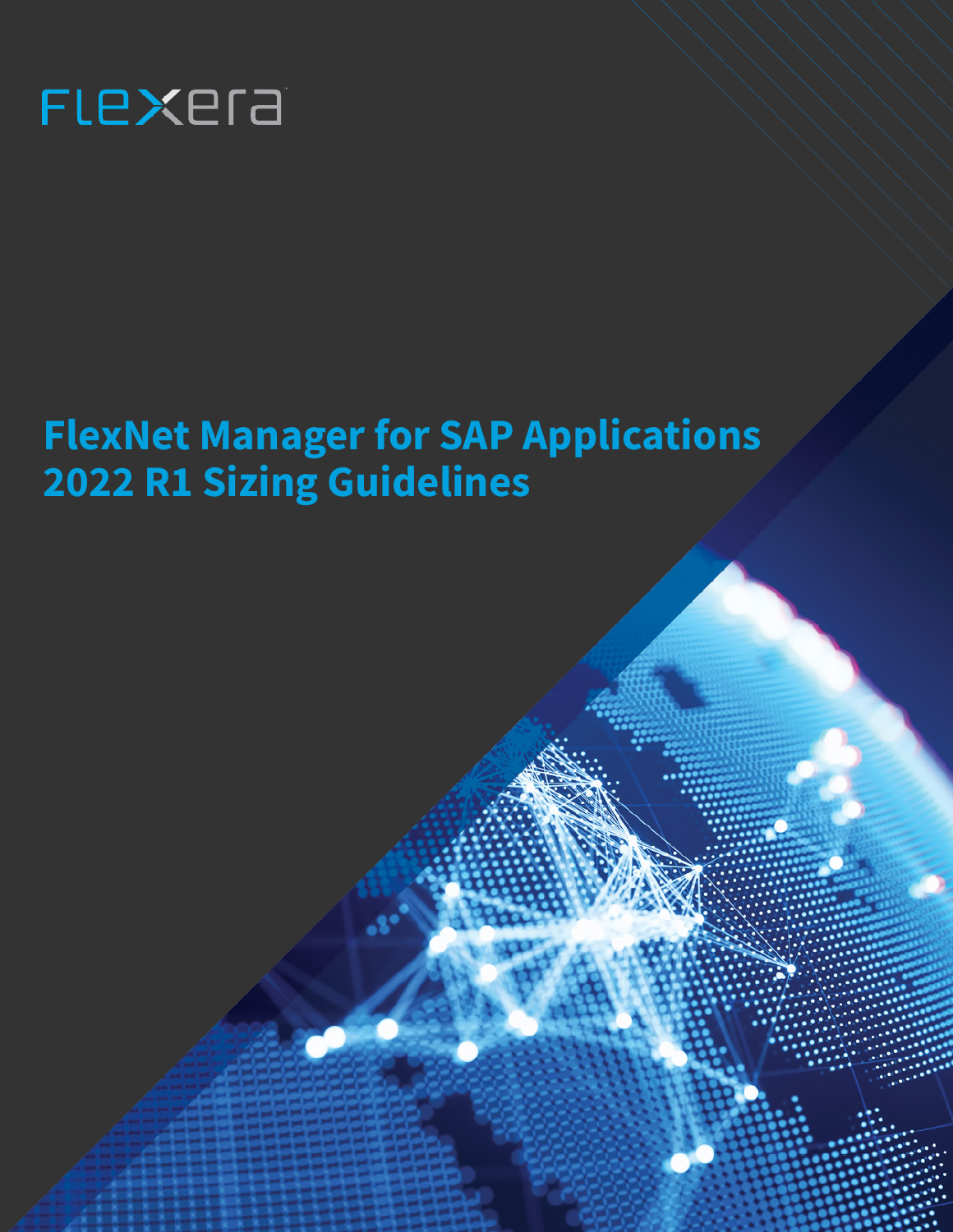Flexera

# FlexNet Manager for SAP Applications 2022 R1 Sizing Guidelines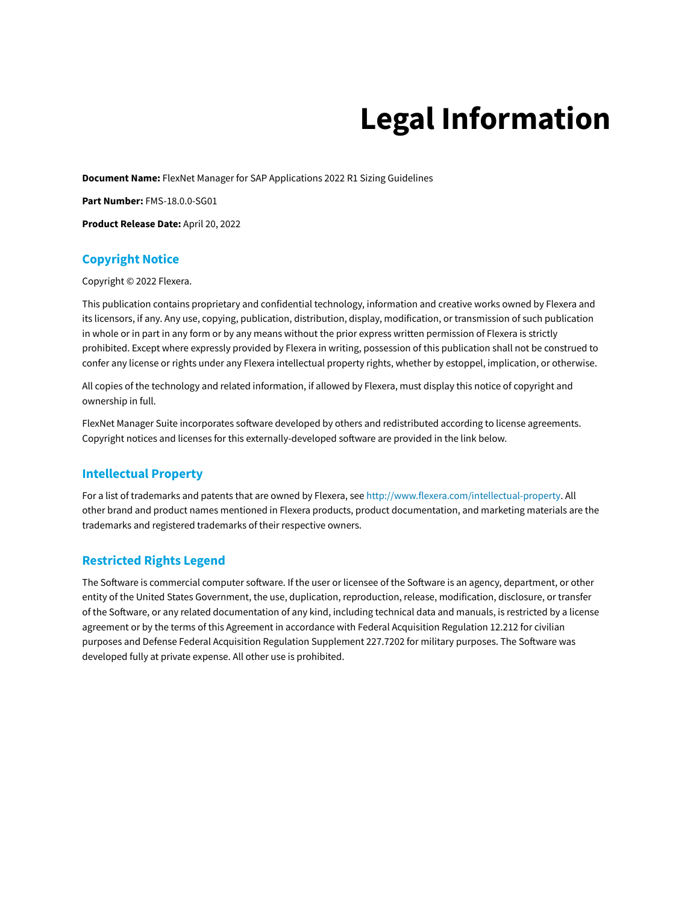# Legal Information

**Document Name:** FlexNet Manager for SAP Applications 2022 R1 Sizing Guidelines

**Part Number:** FMS-18.0.0-SG01

**Product Release Date:** April 20, 2022

## Copyright Notice

Copyright © 2022 Flexera.

This publication contains proprietary and confidential technology, information and creative works owned by Flexera and its licensors, if any. Any use, copying, publication, distribution, display, modification, or transmission of such publication in whole or in part in any form or by any means without the prior express written permission of Flexera is strictly prohibited. Except where expressly provided by Flexera in writing, possession of this publication shall not be construed to confer any license or rights under any Flexera intellectual property rights, whether by estoppel, implication, or otherwise.

All copies of the technology and related information, if allowed by Flexera, must display this notice of copyright and ownership in full.

FlexNet Manager Suite incorporates software developed by others and redistributed according to license agreements. Copyright notices and licenses for this externally-developed software are provided in the link below.

## Intellectual Property

For a list of trademarks and patents that are owned by Flexera, see http://www.flexera.com/intellectual-property. All other brand and product names mentioned in Flexera products, product documentation, and marketing materials are the trademarks and registered trademarks of their respective owners.

## Restricted Rights Legend

The Software is commercial computer software. If the user or licensee of the Software is an agency, department, or other entity of the United States Government, the use, duplication, reproduction, release, modification, disclosure, or transfer of the Software, or any related documentation of any kind, including technical data and manuals, is restricted by a license agreement or by the terms of this Agreement in accordance with Federal Acquisition Regulation 12.212 for civilian purposes and Defense Federal Acquisition Regulation Supplement 227.7202 for military purposes. The Software was developed fully at private expense. All other use is prohibited.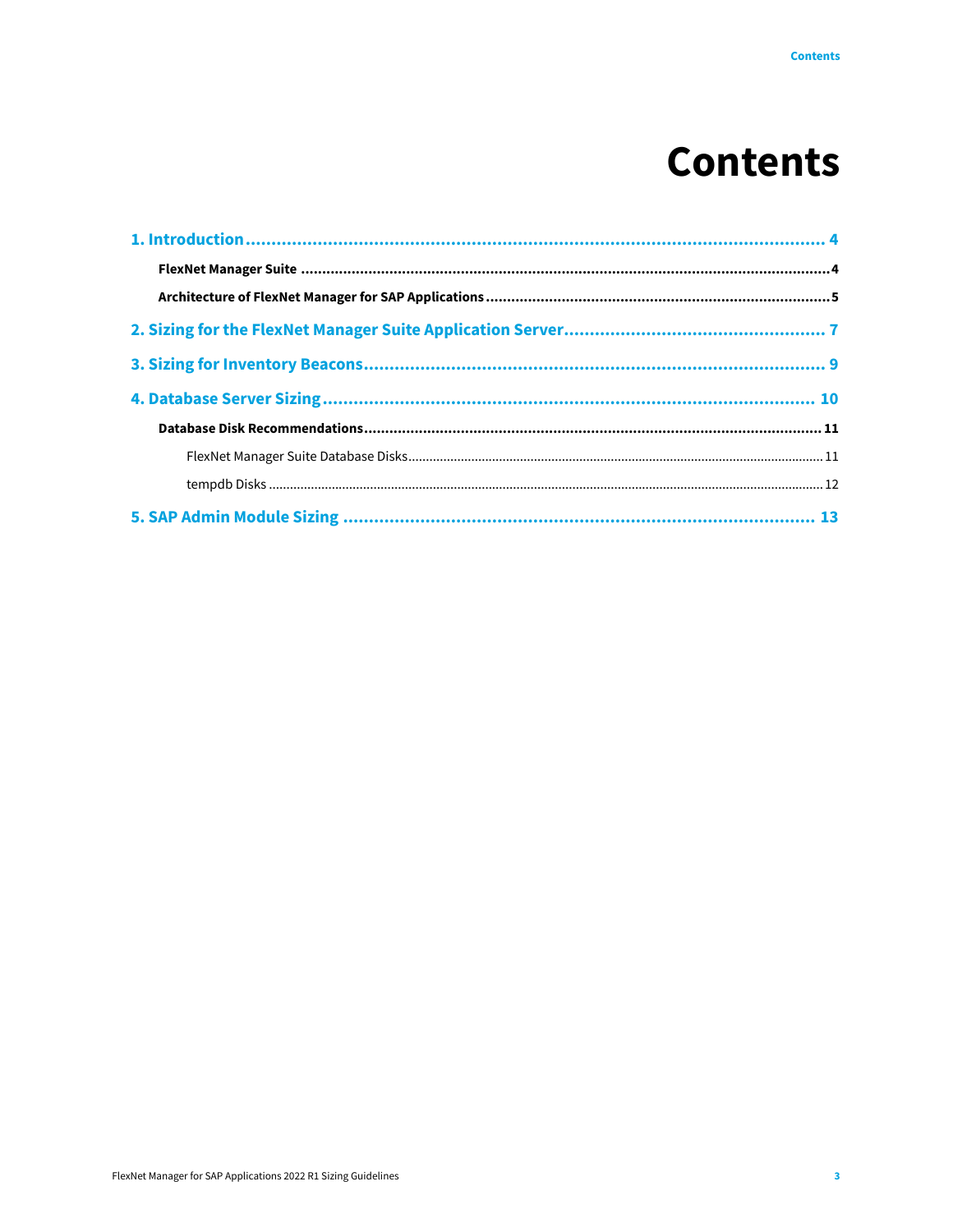# Contents

**1. Introduction ........................................................................ 4**

- **FlexNet Manager Suite ........................................................ 4**
- **Architecture of FlexNet Manager for SAP Applications .................. 5**

**2. Sizing for the FlexNet Manager Suite Application Server ................. 7**

**3. Sizing for Inventory Beacons ................................................. 9**

**4. Database Server Sizing ........................................................ 10**

- **Database Disk Recommendations ........................................... 11**
  - FlexNet Manager Suite Database Disks .................................... 11
  - tempdb Disks ................................................................... 12

**5. SAP Admin Module Sizing ...................................................... 13**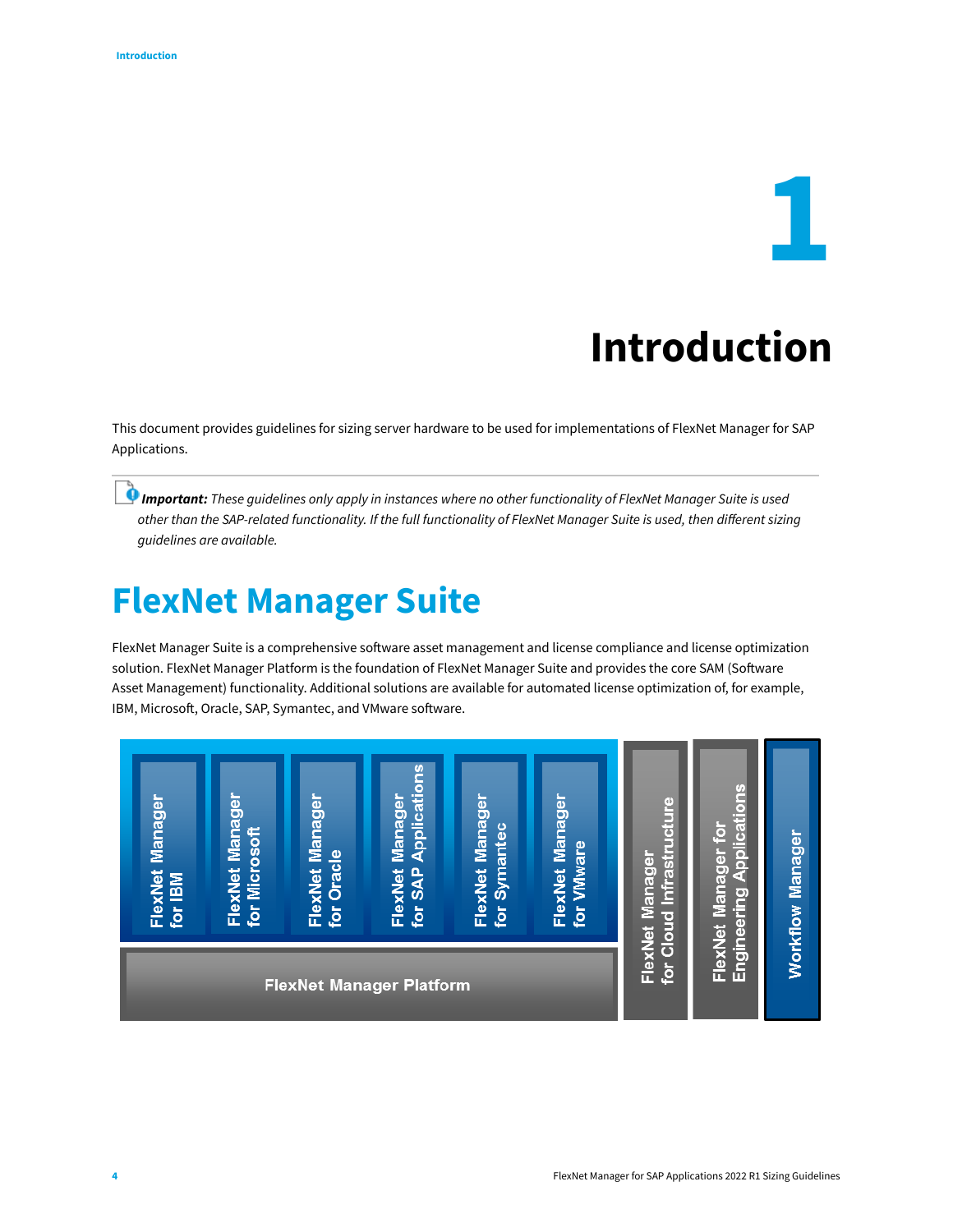# 1 Introduction

This document provides guidelines for sizing server hardware to be used for implementations of FlexNet Manager for SAP Applications.

> ***Important:*** *These guidelines only apply in instances where no other functionality of FlexNet Manager Suite is used other than the SAP-related functionality. If the full functionality of FlexNet Manager Suite is used, then different sizing guidelines are available.*

## FlexNet Manager Suite

FlexNet Manager Suite is a comprehensive software asset management and license compliance and license optimization solution. FlexNet Manager Platform is the foundation of FlexNet Manager Suite and provides the core SAM (Software Asset Management) functionality. Additional solutions are available for automated license optimization of, for example, IBM, Microsoft, Oracle, SAP, Symantec, and VMware software.

FlexNet Manager for IBM | FlexNet Manager for Microsoft | FlexNet Manager for Oracle | FlexNet Manager for SAP Applications | FlexNet Manager for Symantec | FlexNet Manager for VMware

FlexNet Manager Platform

FlexNet Manager for Cloud Infrastructure | FlexNet Manager for Engineering Applications | Workflow Manager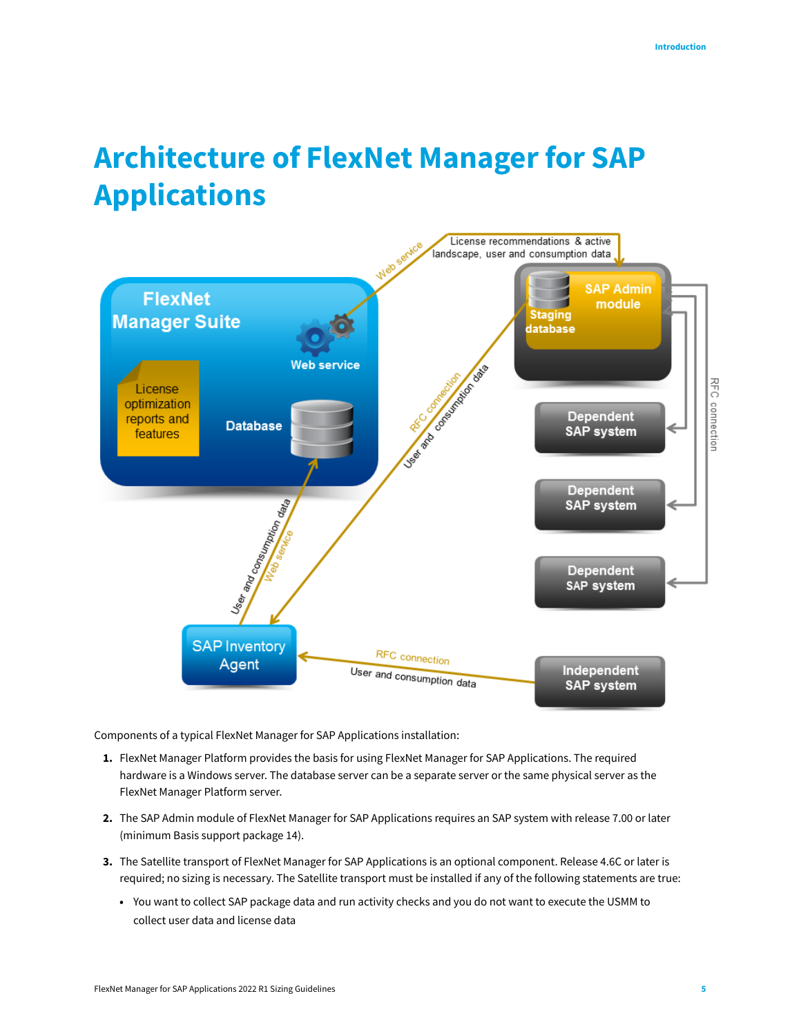# Architecture of FlexNet Manager for SAP Applications

Components of a typical FlexNet Manager for SAP Applications installation:

1. FlexNet Manager Platform provides the basis for using FlexNet Manager for SAP Applications. The required hardware is a Windows server. The database server can be a separate server or the same physical server as the FlexNet Manager Platform server.
2. The SAP Admin module of FlexNet Manager for SAP Applications requires an SAP system with release 7.00 or later (minimum Basis support package 14).
3. The Satellite transport of FlexNet Manager for SAP Applications is an optional component. Release 4.6C or later is required; no sizing is necessary. The Satellite transport must be installed if any of the following statements are true:
   - You want to collect SAP package data and run activity checks and you do not want to execute the USMM to collect user data and license data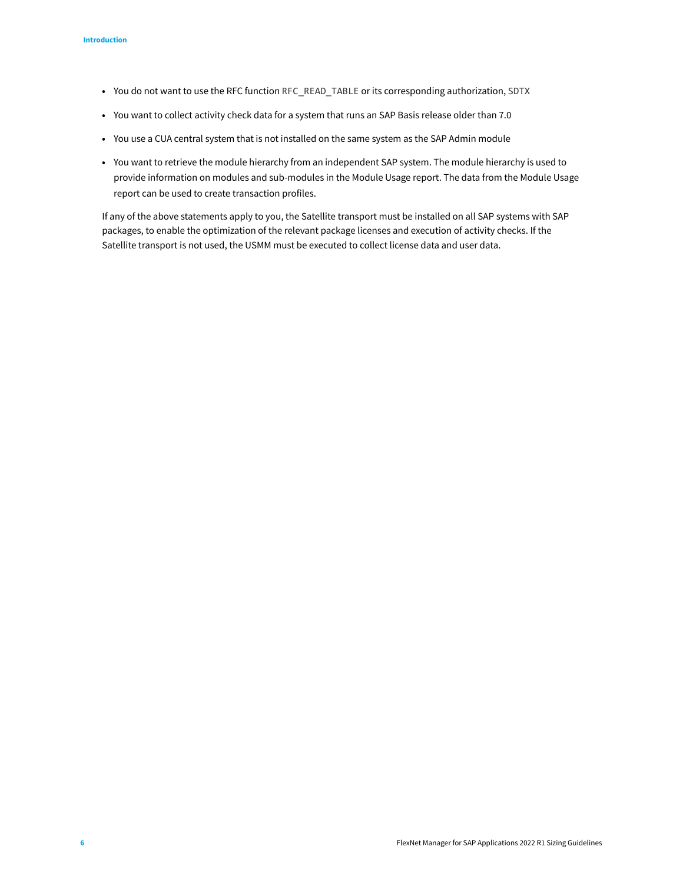- You do not want to use the RFC function `RFC_READ_TABLE` or its corresponding authorization, `SDTX`
- You want to collect activity check data for a system that runs an SAP Basis release older than 7.0
- You use a CUA central system that is not installed on the same system as the SAP Admin module
- You want to retrieve the module hierarchy from an independent SAP system. The module hierarchy is used to provide information on modules and sub-modules in the Module Usage report. The data from the Module Usage report can be used to create transaction profiles.

If any of the above statements apply to you, the Satellite transport must be installed on all SAP systems with SAP packages, to enable the optimization of the relevant package licenses and execution of activity checks. If the Satellite transport is not used, the USMM must be executed to collect license data and user data.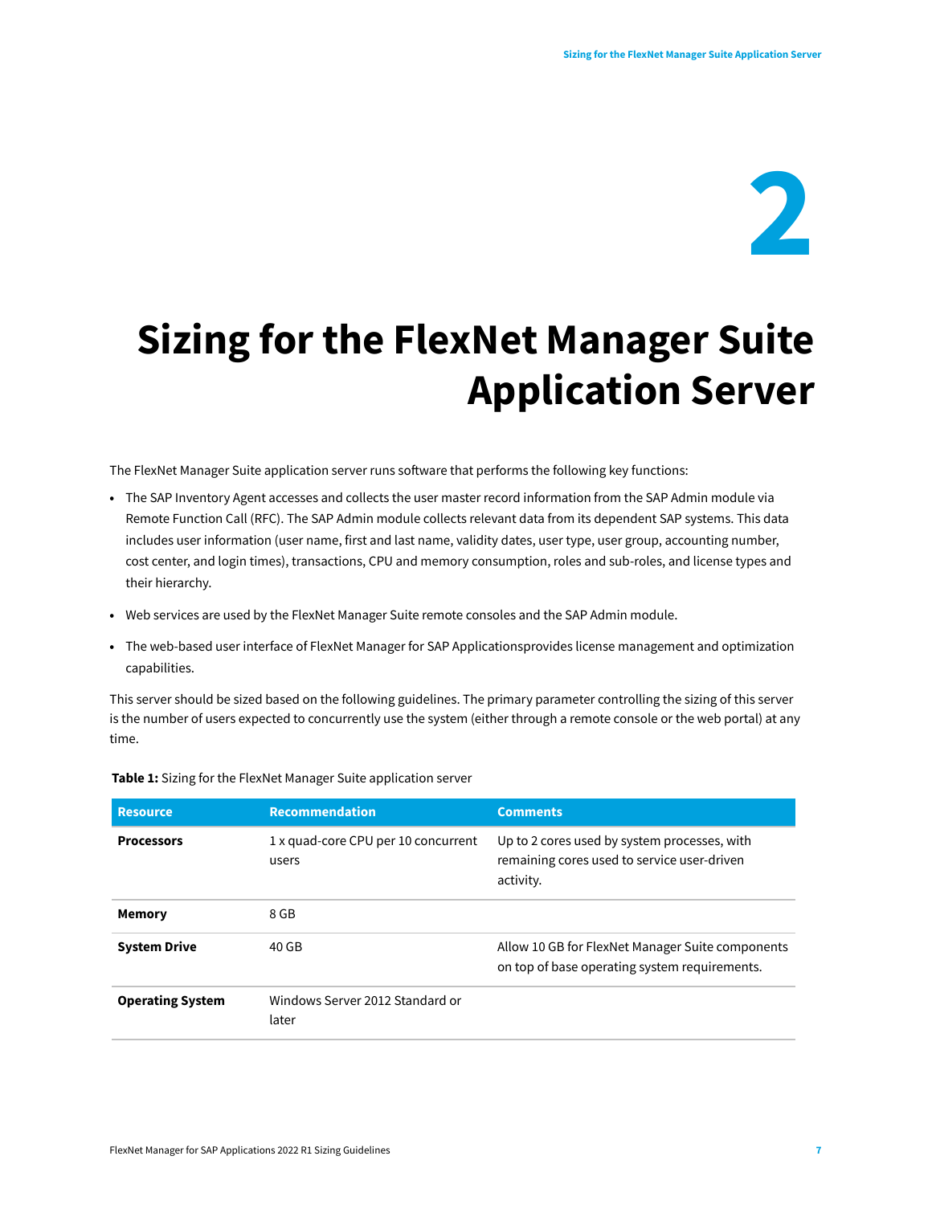# 2 Sizing for the FlexNet Manager Suite Application Server

The FlexNet Manager Suite application server runs software that performs the following key functions:

- The SAP Inventory Agent accesses and collects the user master record information from the SAP Admin module via Remote Function Call (RFC). The SAP Admin module collects relevant data from its dependent SAP systems. This data includes user information (user name, first and last name, validity dates, user type, user group, accounting number, cost center, and login times), transactions, CPU and memory consumption, roles and sub-roles, and license types and their hierarchy.
- Web services are used by the FlexNet Manager Suite remote consoles and the SAP Admin module.
- The web-based user interface of FlexNet Manager for SAP Applicationsprovides license management and optimization capabilities.

This server should be sized based on the following guidelines. The primary parameter controlling the sizing of this server is the number of users expected to concurrently use the system (either through a remote console or the web portal) at any time.

**Table 1:** Sizing for the FlexNet Manager Suite application server

| Resource | Recommendation | Comments |
|---|---|---|
| **Processors** | 1 x quad-core CPU per 10 concurrent users | Up to 2 cores used by system processes, with remaining cores used to service user-driven activity. |
| **Memory** | 8 GB | |
| **System Drive** | 40 GB | Allow 10 GB for FlexNet Manager Suite components on top of base operating system requirements. |
| **Operating System** | Windows Server 2012 Standard or later | |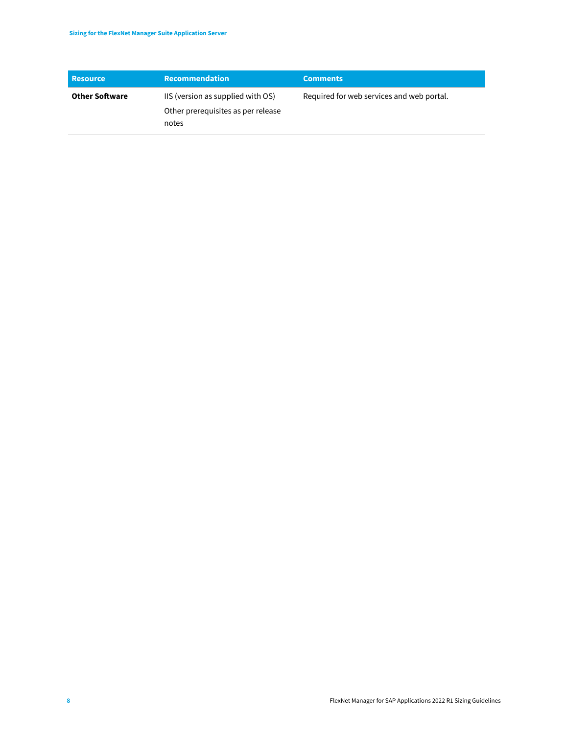| Resource | Recommendation | Comments |
|---|---|---|
| **Other Software** | IIS (version as supplied with OS)<br>Other prerequisites as per release notes | Required for web services and web portal. |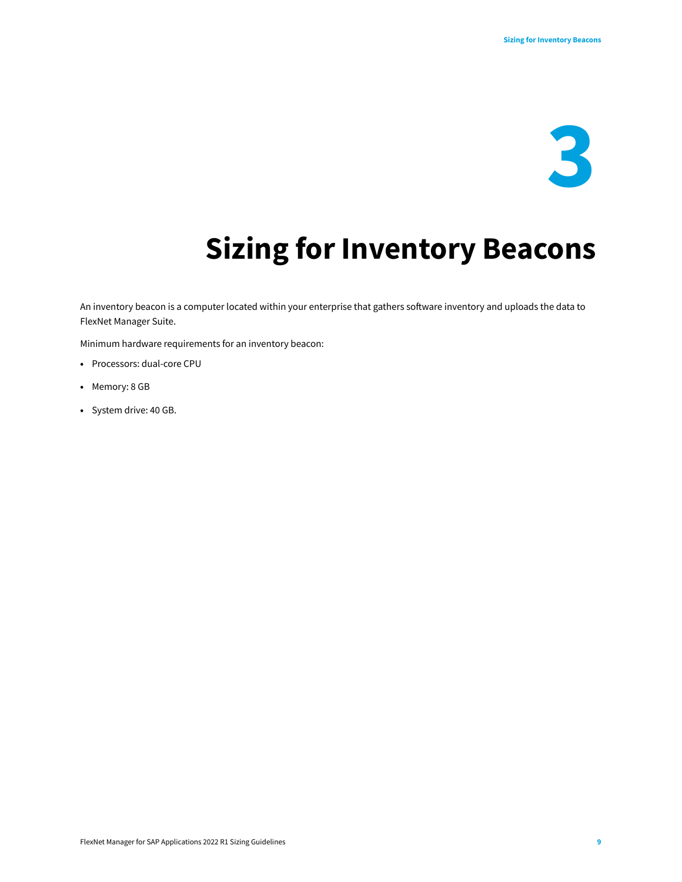# 3 Sizing for Inventory Beacons

An inventory beacon is a computer located within your enterprise that gathers software inventory and uploads the data to FlexNet Manager Suite.

Minimum hardware requirements for an inventory beacon:

- Processors: dual-core CPU
- Memory: 8 GB
- System drive: 40 GB.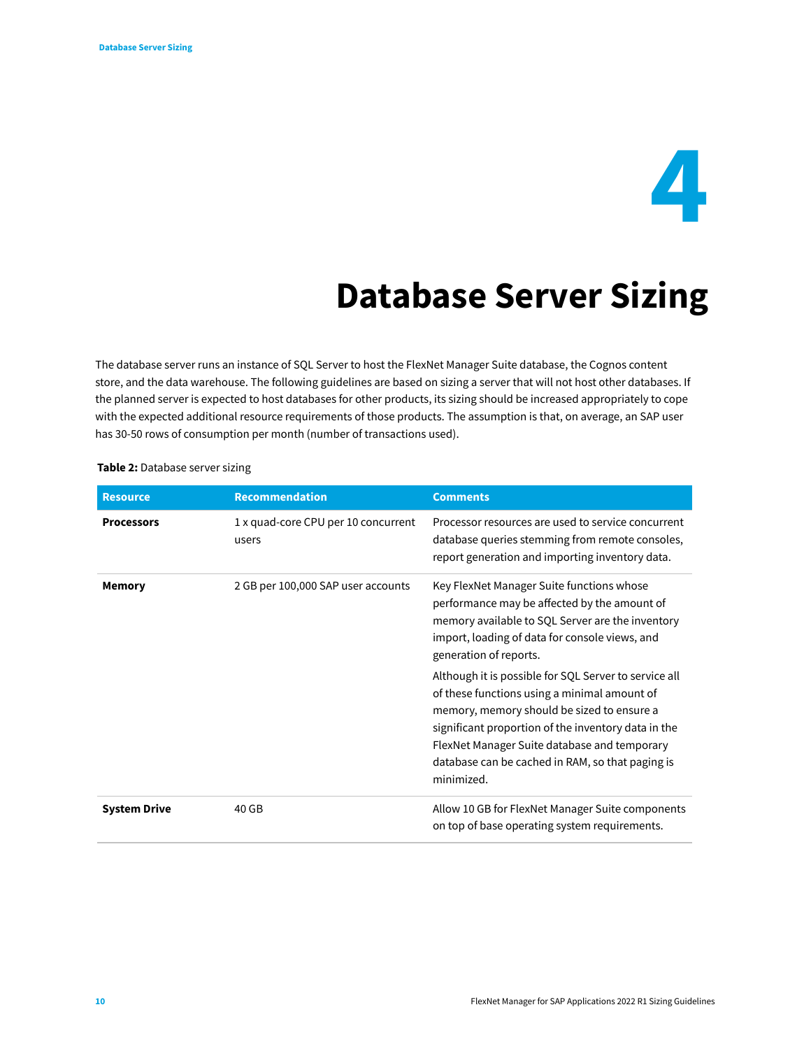# 4 Database Server Sizing

The database server runs an instance of SQL Server to host the FlexNet Manager Suite database, the Cognos content store, and the data warehouse. The following guidelines are based on sizing a server that will not host other databases. If the planned server is expected to host databases for other products, its sizing should be increased appropriately to cope with the expected additional resource requirements of those products. The assumption is that, on average, an SAP user has 30-50 rows of consumption per month (number of transactions used).

**Table 2:** Database server sizing

| Resource | Recommendation | Comments |
|---|---|---|
| **Processors** | 1 x quad-core CPU per 10 concurrent users | Processor resources are used to service concurrent database queries stemming from remote consoles, report generation and importing inventory data. |
| **Memory** | 2 GB per 100,000 SAP user accounts | Key FlexNet Manager Suite functions whose performance may be affected by the amount of memory available to SQL Server are the inventory import, loading of data for console views, and generation of reports.<br><br>Although it is possible for SQL Server to service all of these functions using a minimal amount of memory, memory should be sized to ensure a significant proportion of the inventory data in the FlexNet Manager Suite database and temporary database can be cached in RAM, so that paging is minimized. |
| **System Drive** | 40 GB | Allow 10 GB for FlexNet Manager Suite components on top of base operating system requirements. |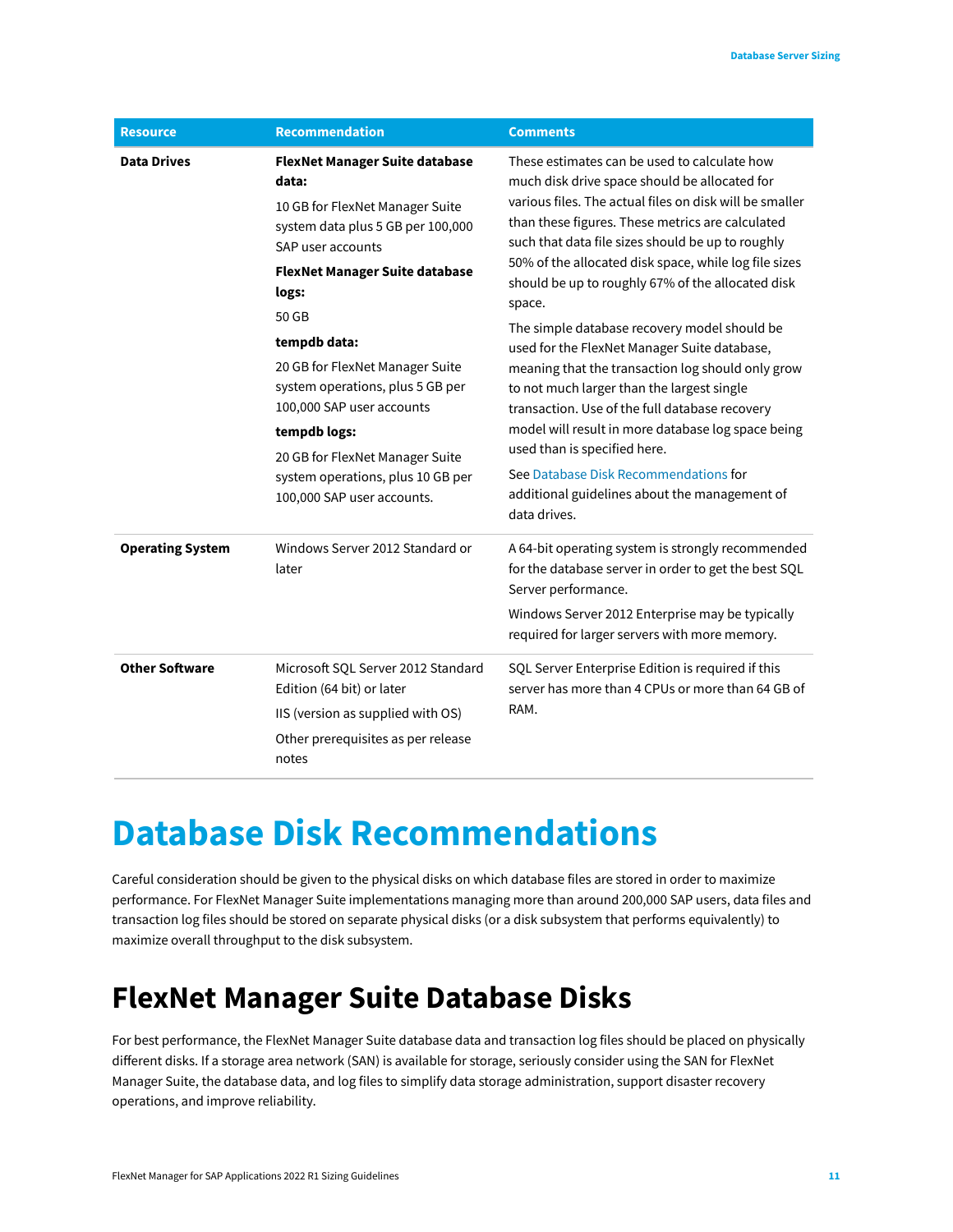| Resource | Recommendation | Comments |
| --- | --- | --- |
| **Data Drives** | **FlexNet Manager Suite database data:** 10 GB for FlexNet Manager Suite system data plus 5 GB per 100,000 SAP user accounts **FlexNet Manager Suite database logs:** 50 GB **tempdb data:** 20 GB for FlexNet Manager Suite system operations, plus 5 GB per 100,000 SAP user accounts **tempdb logs:** 20 GB for FlexNet Manager Suite system operations, plus 10 GB per 100,000 SAP user accounts. | These estimates can be used to calculate how much disk drive space should be allocated for various files. The actual files on disk will be smaller than these figures. These metrics are calculated such that data file sizes should be up to roughly 50% of the allocated disk space, while log file sizes should be up to roughly 67% of the allocated disk space. The simple database recovery model should be used for the FlexNet Manager Suite database, meaning that the transaction log should only grow to not much larger than the largest single transaction. Use of the full database recovery model will result in more database log space being used than is specified here. See Database Disk Recommendations for additional guidelines about the management of data drives. |
| **Operating System** | Windows Server 2012 Standard or later | A 64-bit operating system is strongly recommended for the database server in order to get the best SQL Server performance. Windows Server 2012 Enterprise may be typically required for larger servers with more memory. |
| **Other Software** | Microsoft SQL Server 2012 Standard Edition (64 bit) or later IIS (version as supplied with OS) Other prerequisites as per release notes | SQL Server Enterprise Edition is required if this server has more than 4 CPUs or more than 64 GB of RAM. |

# Database Disk Recommendations

Careful consideration should be given to the physical disks on which database files are stored in order to maximize performance. For FlexNet Manager Suite implementations managing more than around 200,000 SAP users, data files and transaction log files should be stored on separate physical disks (or a disk subsystem that performs equivalently) to maximize overall throughput to the disk subsystem.

## FlexNet Manager Suite Database Disks

For best performance, the FlexNet Manager Suite database data and transaction log files should be placed on physically different disks. If a storage area network (SAN) is available for storage, seriously consider using the SAN for FlexNet Manager Suite, the database data, and log files to simplify data storage administration, support disaster recovery operations, and improve reliability.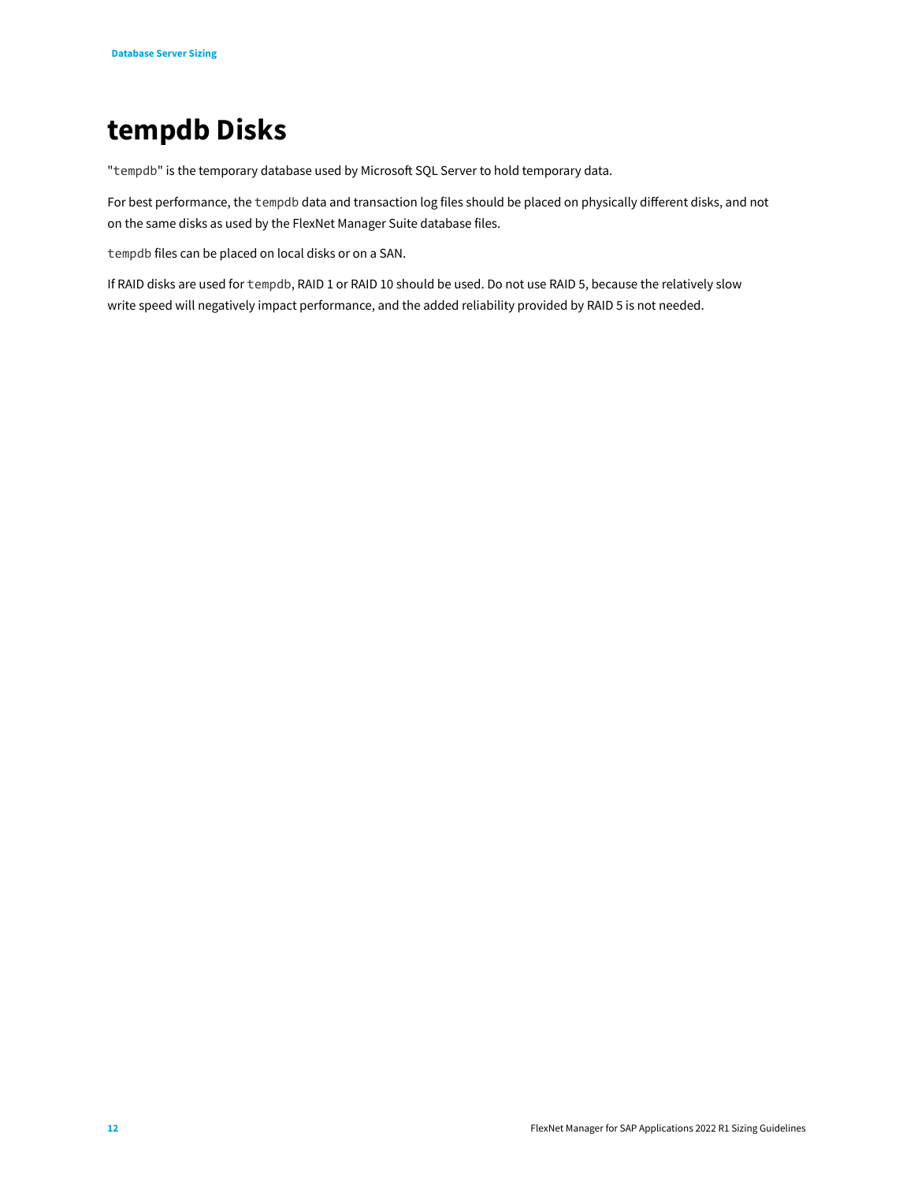# tempdb Disks

"`tempdb`" is the temporary database used by Microsoft SQL Server to hold temporary data.

For best performance, the `tempdb` data and transaction log files should be placed on physically different disks, and not on the same disks as used by the FlexNet Manager Suite database files.

`tempdb` files can be placed on local disks or on a SAN.

If RAID disks are used for `tempdb`, RAID 1 or RAID 10 should be used. Do not use RAID 5, because the relatively slow write speed will negatively impact performance, and the added reliability provided by RAID 5 is not needed.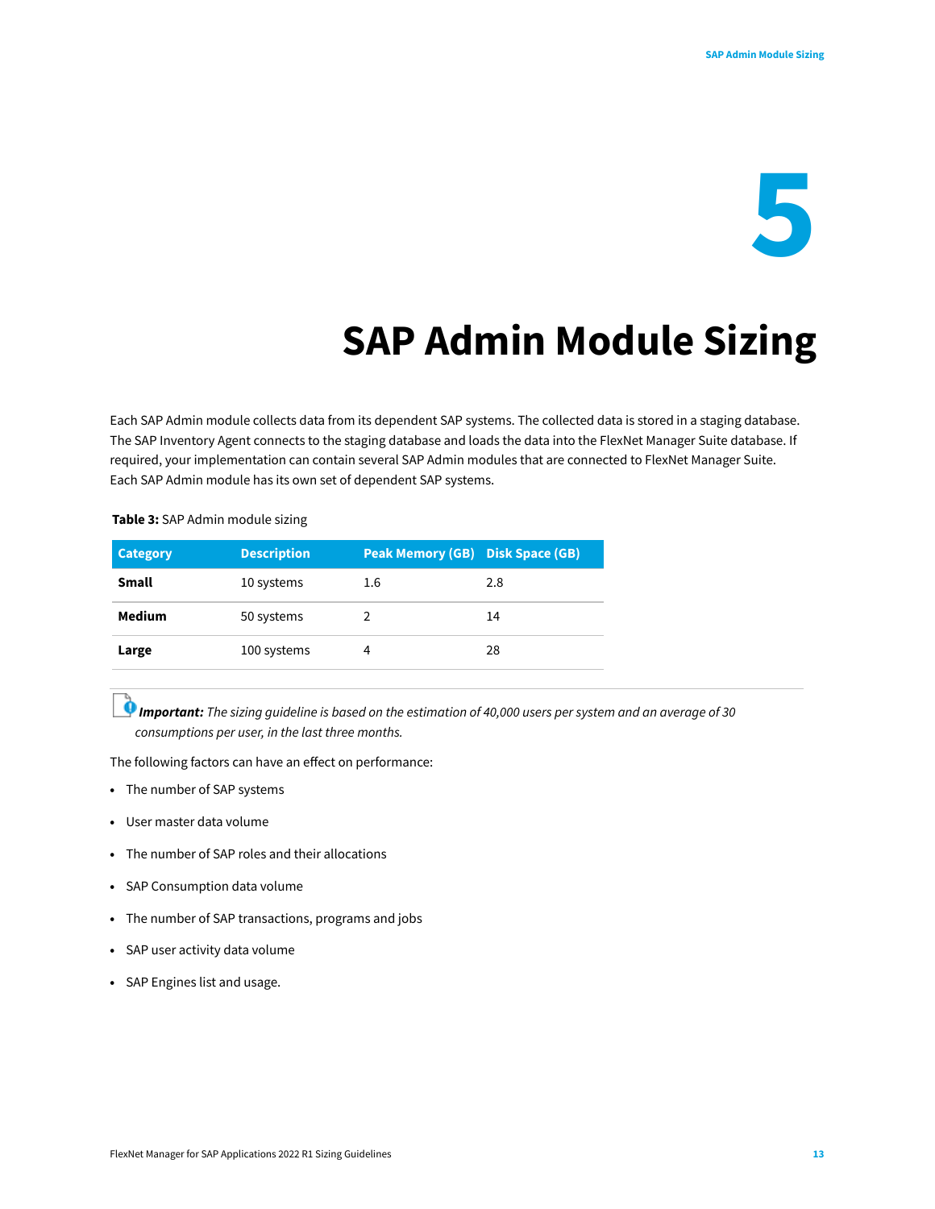# 5 SAP Admin Module Sizing

Each SAP Admin module collects data from its dependent SAP systems. The collected data is stored in a staging database. The SAP Inventory Agent connects to the staging database and loads the data into the FlexNet Manager Suite database. If required, your implementation can contain several SAP Admin modules that are connected to FlexNet Manager Suite. Each SAP Admin module has its own set of dependent SAP systems.

**Table 3:** SAP Admin module sizing

| Category | Description | Peak Memory (GB) | Disk Space (GB) |
|---|---|---|---|
| **Small** | 10 systems | 1.6 | 2.8 |
| **Medium** | 50 systems | 2 | 14 |
| **Large** | 100 systems | 4 | 28 |

***Important:*** *The sizing guideline is based on the estimation of 40,000 users per system and an average of 30 consumptions per user, in the last three months.*

The following factors can have an effect on performance:

- The number of SAP systems
- User master data volume
- The number of SAP roles and their allocations
- SAP Consumption data volume
- The number of SAP transactions, programs and jobs
- SAP user activity data volume
- SAP Engines list and usage.